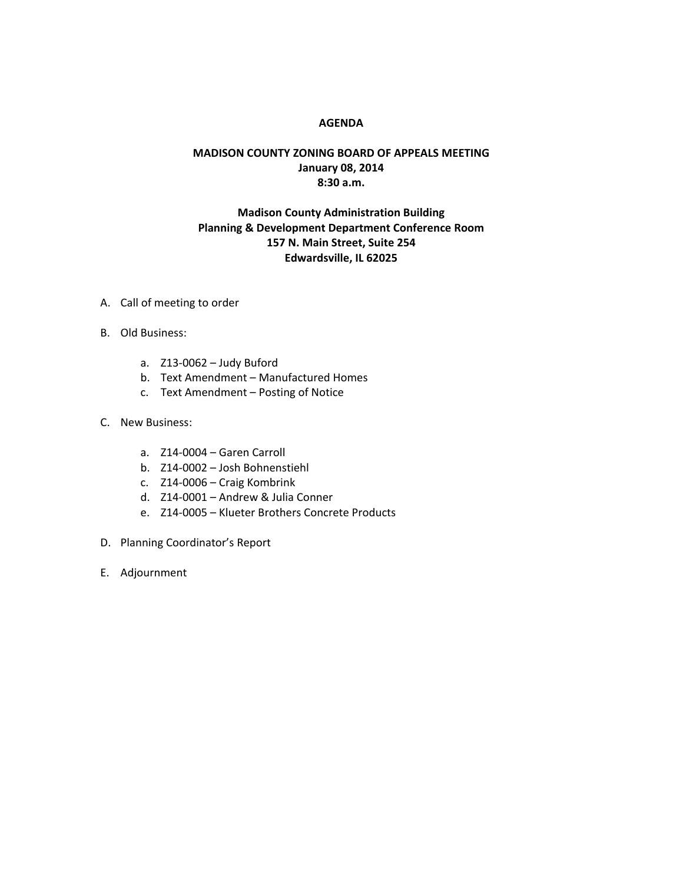# AGENDA

## MADISON COUNTY ZONING BOARD OF APPEALS MEETING

**January 08, 2014**
**8:30 a.m.**

**Madison County Administration Building**
**Planning & Development Department Conference Room**
**157 N. Main Street, Suite 254**
**Edwardsville, IL 62025**

A. Call of meeting to order

B. Old Business:

   a. Z13-0062 – Judy Buford
   b. Text Amendment – Manufactured Homes
   c. Text Amendment – Posting of Notice

C. New Business:

   a. Z14-0004 – Garen Carroll
   b. Z14-0002 – Josh Bohnenstiehl
   c. Z14-0006 – Craig Kombrink
   d. Z14-0001 – Andrew & Julia Conner
   e. Z14-0005 – Klueter Brothers Concrete Products

D. Planning Coordinator's Report

E. Adjournment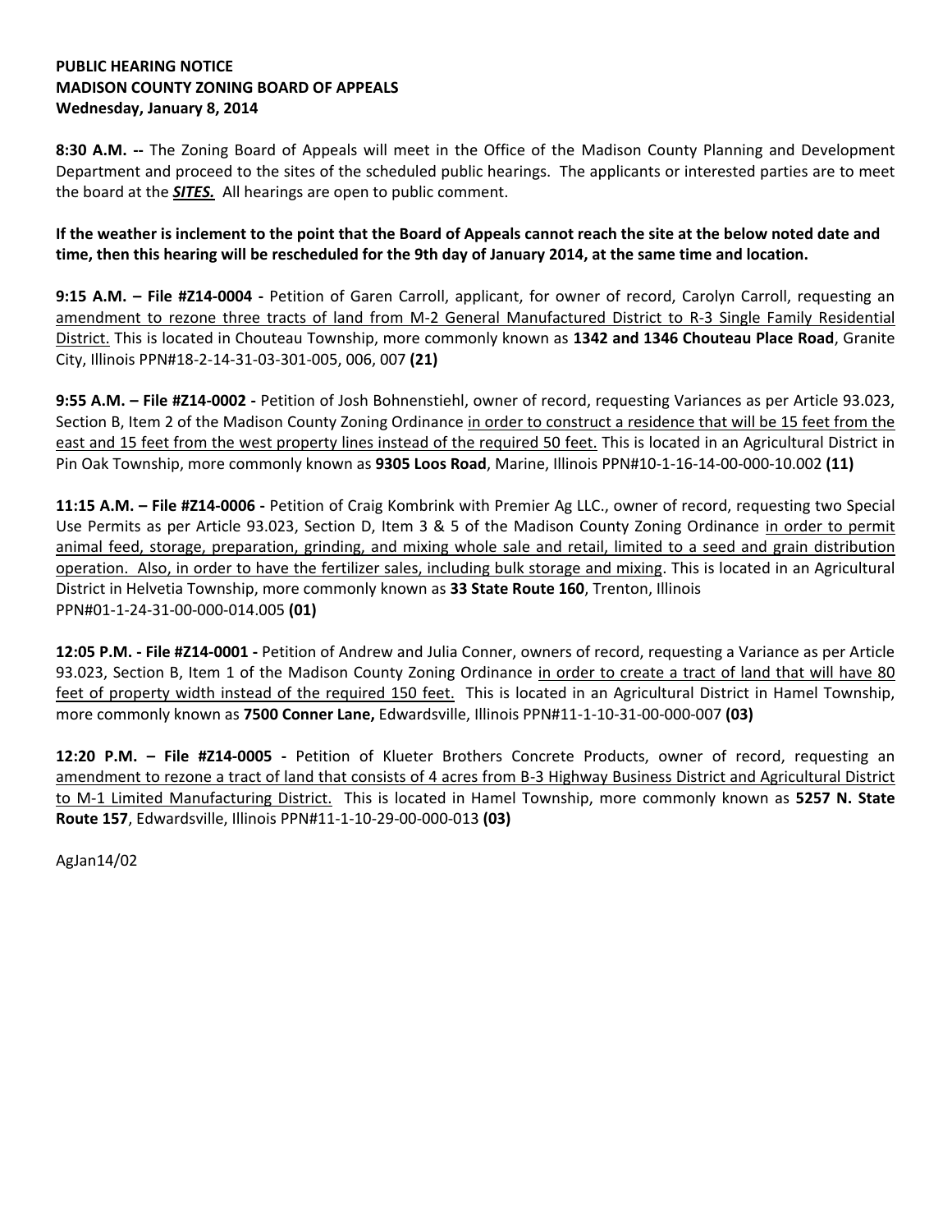**PUBLIC HEARING NOTICE**
**MADISON COUNTY ZONING BOARD OF APPEALS**
**Wednesday, January 8, 2014**

**8:30 A.M. --** The Zoning Board of Appeals will meet in the Office of the Madison County Planning and Development Department and proceed to the sites of the scheduled public hearings. The applicants or interested parties are to meet the board at the ***SITES.*** All hearings are open to public comment.

**If the weather is inclement to the point that the Board of Appeals cannot reach the site at the below noted date and time, then this hearing will be rescheduled for the 9th day of January 2014, at the same time and location.**

**9:15 A.M. – File #Z14-0004 -** Petition of Garen Carroll, applicant, for owner of record, Carolyn Carroll, requesting an amendment to rezone three tracts of land from M-2 General Manufactured District to R-3 Single Family Residential District. This is located in Chouteau Township, more commonly known as **1342 and 1346 Chouteau Place Road**, Granite City, Illinois PPN#18-2-14-31-03-301-005, 006, 007 **(21)**

**9:55 A.M. – File #Z14-0002 -** Petition of Josh Bohnenstiehl, owner of record, requesting Variances as per Article 93.023, Section B, Item 2 of the Madison County Zoning Ordinance in order to construct a residence that will be 15 feet from the east and 15 feet from the west property lines instead of the required 50 feet. This is located in an Agricultural District in Pin Oak Township, more commonly known as **9305 Loos Road**, Marine, Illinois PPN#10-1-16-14-00-000-10.002 **(11)**

**11:15 A.M. – File #Z14-0006 -** Petition of Craig Kombrink with Premier Ag LLC., owner of record, requesting two Special Use Permits as per Article 93.023, Section D, Item 3 & 5 of the Madison County Zoning Ordinance in order to permit animal feed, storage, preparation, grinding, and mixing whole sale and retail, limited to a seed and grain distribution operation. Also, in order to have the fertilizer sales, including bulk storage and mixing. This is located in an Agricultural District in Helvetia Township, more commonly known as **33 State Route 160**, Trenton, Illinois PPN#01-1-24-31-00-000-014.005 **(01)**

**12:05 P.M. - File #Z14-0001 -** Petition of Andrew and Julia Conner, owners of record, requesting a Variance as per Article 93.023, Section B, Item 1 of the Madison County Zoning Ordinance in order to create a tract of land that will have 80 feet of property width instead of the required 150 feet. This is located in an Agricultural District in Hamel Township, more commonly known as **7500 Conner Lane,** Edwardsville, Illinois PPN#11-1-10-31-00-000-007 **(03)**

**12:20 P.M. – File #Z14-0005 -** Petition of Klueter Brothers Concrete Products, owner of record, requesting an amendment to rezone a tract of land that consists of 4 acres from B-3 Highway Business District and Agricultural District to M-1 Limited Manufacturing District. This is located in Hamel Township, more commonly known as **5257 N. State Route 157**, Edwardsville, Illinois PPN#11-1-10-29-00-000-013 **(03)**

AgJan14/02